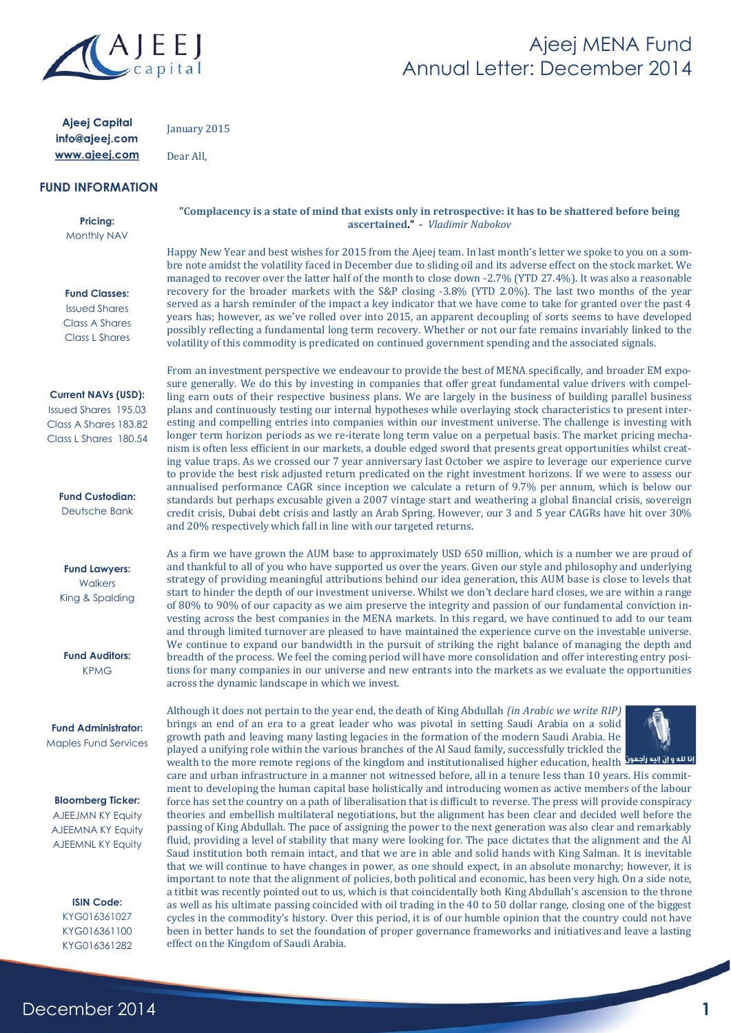# Ajeej MENA Fund
## Annual Letter: December 2014

**Ajeej Capital**
**info@ajeej.com**
**www.ajeej.com**

### FUND INFORMATION

**Pricing:**
Monthly NAV

**Fund Classes:**
Issued Shares
Class A Shares
Class L Shares

**Current NAVs (USD):**
Issued Shares 195.03
Class A Shares 183.82
Class L Shares 180.54

**Fund Custodian:**
Deutsche Bank

**Fund Lawyers:**
Walkers
King & Spalding

**Fund Auditors:**
KPMG

**Fund Administrator:**
Maples Fund Services

**Bloomberg Ticker:**
AJEEJMN KY Equity
AJEEMNA KY Equity
AJEEMNL KY Equity

**ISIN Code:**
KYG016361027
KYG016361100
KYG016361282

---

January 2015

Dear All,

**"Complacency is a state of mind that exists only in retrospective: it has to be shattered before being ascertained."** - *Vladimir Nabokov*

Happy New Year and best wishes for 2015 from the Ajeej team. In last month's letter we spoke to you on a sombre note amidst the volatility faced in December due to sliding oil and its adverse effect on the stock market. We managed to recover over the latter half of the month to close down -2.7% (YTD 27.4%). It was also a reasonable recovery for the broader markets with the S&P closing -3.8% (YTD 2.0%). The last two months of the year served as a harsh reminder of the impact a key indicator that we have come to take for granted over the past 4 years has; however, as we've rolled over into 2015, an apparent decoupling of sorts seems to have developed possibly reflecting a fundamental long term recovery. Whether or not our fate remains invariably linked to the volatility of this commodity is predicated on continued government spending and the associated signals.

From an investment perspective we endeavour to provide the best of MENA specifically, and broader EM exposure generally. We do this by investing in companies that offer great fundamental value drivers with compelling earn outs of their respective business plans. We are largely in the business of building parallel business plans and continuously testing our internal hypotheses while overlaying stock characteristics to present interesting and compelling entries into companies within our investment universe. The challenge is investing with longer term horizon periods as we re-iterate long term value on a perpetual basis. The market pricing mechanism is often less efficient in our markets, a double edged sword that presents great opportunities whilst creating value traps. As we crossed our 7 year anniversary last October we aspire to leverage our experience curve to provide the best risk adjusted return predicated on the right investment horizons. If we were to assess our annualised performance CAGR since inception we calculate a return of 9.7% per annum, which is below our standards but perhaps excusable given a 2007 vintage start and weathering a global financial crisis, sovereign credit crisis, Dubai debt crisis and lastly an Arab Spring. However, our 3 and 5 year CAGRs have hit over 30% and 20% respectively which fall in line with our targeted returns.

As a firm we have grown the AUM base to approximately USD 650 million, which is a number we are proud of and thankful to all of you who have supported us over the years. Given our style and philosophy and underlying strategy of providing meaningful attributions behind our idea generation, this AUM base is close to levels that start to hinder the depth of our investment universe. Whilst we don't declare hard closes, we are within a range of 80% to 90% of our capacity as we aim preserve the integrity and passion of our fundamental conviction investing across the best companies in the MENA markets. In this regard, we have continued to add to our team and through limited turnover are pleased to have maintained the experience curve on the investable universe. We continue to expand our bandwidth in the pursuit of striking the right balance of managing the depth and breadth of the process. We feel the coming period will have more consolidation and offer interesting entry positions for many companies in our universe and new entrants into the markets as we evaluate the opportunities across the dynamic landscape in which we invest.

Although it does not pertain to the year end, the death of King Abdullah *(in Arabic we write RIP)* brings an end of an era to a great leader who was pivotal in setting Saudi Arabia on a solid growth path and leaving many lasting legacies in the formation of the modern Saudi Arabia. He played a unifying role within the various branches of the Al Saud family, successfully trickled the wealth to the more remote regions of the kingdom and institutionalised higher education, health care and urban infrastructure in a manner not witnessed before, all in a tenure less than 10 years. His commitment to developing the human capital base holistically and introducing women as active members of the labour force has set the country on a path of liberalisation that is difficult to reverse. The press will provide conspiracy theories and embellish multilateral negotiations, but the alignment has been clear and decided well before the passing of King Abdullah. The pace of assigning the power to the next generation was also clear and remarkably fluid, providing a level of stability that many were looking for. The pace dictates that the alignment and the Al Saud institution both remain intact, and that we are in able and solid hands with King Salman. It is inevitable that we will continue to have changes in power, as one should expect, in an absolute monarchy; however, it is important to note that the alignment of policies, both political and economic, has been very high. On a side note, a titbit was recently pointed out to us, which is that coincidentally both King Abdullah's ascension to the throne as well as his ultimate passing coincided with oil trading in the 40 to 50 dollar range, closing one of the biggest cycles in the commodity's history. Over this period, it is of our humble opinion that the country could not have been in better hands to set the foundation of proper governance frameworks and initiatives and leave a lasting effect on the Kingdom of Saudi Arabia.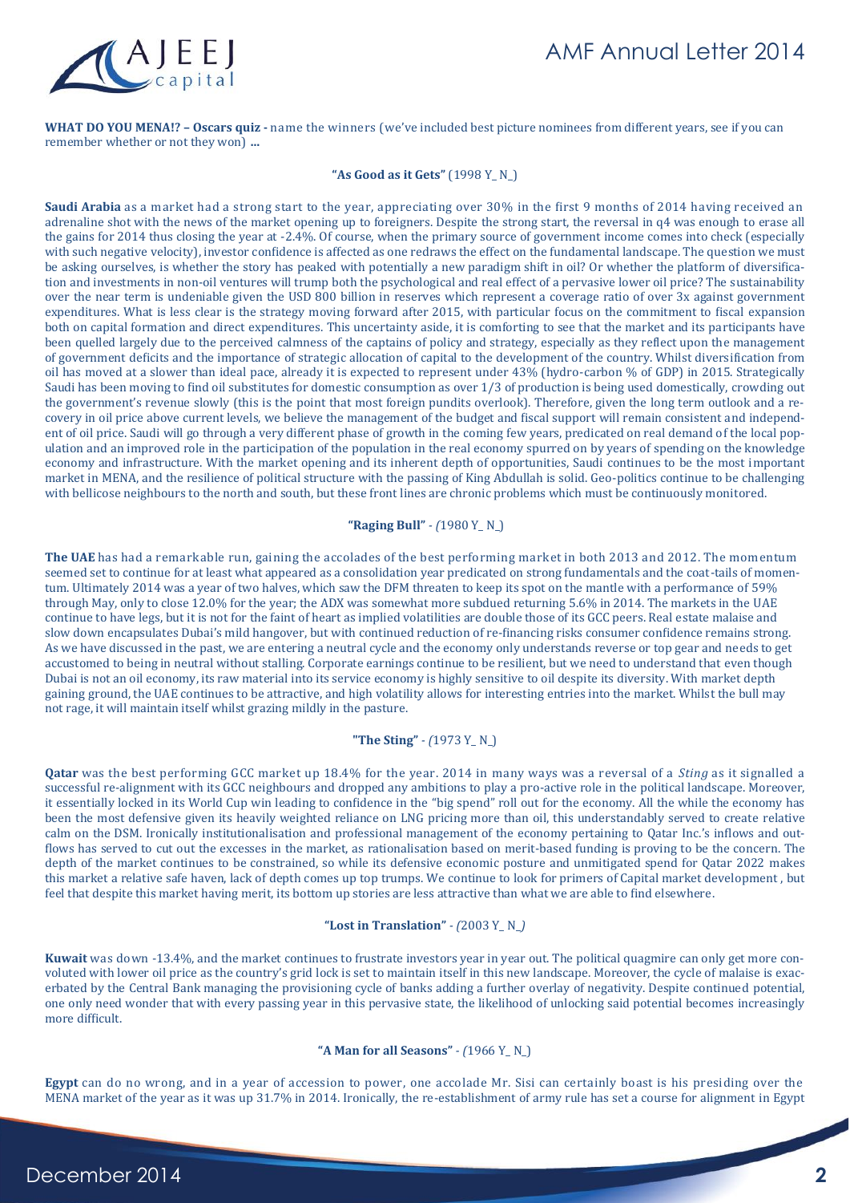**WHAT DO YOU MENA!? – Oscars quiz -** name the winners (we've included best picture nominees from different years, see if you can remember whether or not they won) **...**

**"As Good as it Gets"** (1998 Y_ N_)

**Saudi Arabia** as a market had a strong start to the year, appreciating over 30% in the first 9 months of 2014 having received an adrenaline shot with the news of the market opening up to foreigners. Despite the strong start, the reversal in q4 was enough to erase all the gains for 2014 thus closing the year at -2.4%. Of course, when the primary source of government income comes into check (especially with such negative velocity), investor confidence is affected as one redraws the effect on the fundamental landscape. The question we must be asking ourselves, is whether the story has peaked with potentially a new paradigm shift in oil? Or whether the platform of diversification and investments in non-oil ventures will trump both the psychological and real effect of a pervasive lower oil price? The sustainability over the near term is undeniable given the USD 800 billion in reserves which represent a coverage ratio of over 3x against government expenditures. What is less clear is the strategy moving forward after 2015, with particular focus on the commitment to fiscal expansion both on capital formation and direct expenditures. This uncertainty aside, it is comforting to see that the market and its participants have been quelled largely due to the perceived calmness of the captains of policy and strategy, especially as they reflect upon the management of government deficits and the importance of strategic allocation of capital to the development of the country. Whilst diversification from oil has moved at a slower than ideal pace, already it is expected to represent under 43% (hydro-carbon % of GDP) in 2015. Strategically Saudi has been moving to find oil substitutes for domestic consumption as over 1/3 of production is being used domestically, crowding out the government's revenue slowly (this is the point that most foreign pundits overlook). Therefore, given the long term outlook and a recovery in oil price above current levels, we believe the management of the budget and fiscal support will remain consistent and independent of oil price. Saudi will go through a very different phase of growth in the coming few years, predicated on real demand of the local population and an improved role in the participation of the population in the real economy spurred on by years of spending on the knowledge economy and infrastructure. With the market opening and its inherent depth of opportunities, Saudi continues to be the most important market in MENA, and the resilience of political structure with the passing of King Abdullah is solid. Geo-politics continue to be challenging with bellicose neighbours to the north and south, but these front lines are chronic problems which must be continuously monitored.

**"Raging Bull"** - *(*1980 Y_ N_)

**The UAE** has had a remarkable run, gaining the accolades of the best performing market in both 2013 and 2012. The momentum seemed set to continue for at least what appeared as a consolidation year predicated on strong fundamentals and the coat-tails of momentum. Ultimately 2014 was a year of two halves, which saw the DFM threaten to keep its spot on the mantle with a performance of 59% through May, only to close 12.0% for the year; the ADX was somewhat more subdued returning 5.6% in 2014. The markets in the UAE continue to have legs, but it is not for the faint of heart as implied volatilities are double those of its GCC peers. Real estate malaise and slow down encapsulates Dubai's mild hangover, but with continued reduction of re-financing risks consumer confidence remains strong. As we have discussed in the past, we are entering a neutral cycle and the economy only understands reverse or top gear and needs to get accustomed to being in neutral without stalling. Corporate earnings continue to be resilient, but we need to understand that even though Dubai is not an oil economy, its raw material into its service economy is highly sensitive to oil despite its diversity. With market depth gaining ground, the UAE continues to be attractive, and high volatility allows for interesting entries into the market. Whilst the bull may not rage, it will maintain itself whilst grazing mildly in the pasture.

**"The Sting"** - *(*1973 Y_ N_)

**Qatar** was the best performing GCC market up 18.4% for the year. 2014 in many ways was a reversal of a *Sting* as it signalled a successful re-alignment with its GCC neighbours and dropped any ambitions to play a pro-active role in the political landscape. Moreover, it essentially locked in its World Cup win leading to confidence in the "big spend" roll out for the economy. All the while the economy has been the most defensive given its heavily weighted reliance on LNG pricing more than oil, this understandably served to create relative calm on the DSM. Ironically institutionalisation and professional management of the economy pertaining to Qatar Inc.'s inflows and outflows has served to cut out the excesses in the market, as rationalisation based on merit-based funding is proving to be the concern. The depth of the market continues to be constrained, so while its defensive economic posture and unmitigated spend for Qatar 2022 makes this market a relative safe haven, lack of depth comes up top trumps. We continue to look for primers of Capital market development , but feel that despite this market having merit, its bottom up stories are less attractive than what we are able to find elsewhere.

**"Lost in Translation"** - *(*2003 Y_ N_*)*

**Kuwait** was down -13.4%, and the market continues to frustrate investors year in year out. The political quagmire can only get more convoluted with lower oil price as the country's grid lock is set to maintain itself in this new landscape. Moreover, the cycle of malaise is exacerbated by the Central Bank managing the provisioning cycle of banks adding a further overlay of negativity. Despite continued potential, one only need wonder that with every passing year in this pervasive state, the likelihood of unlocking said potential becomes increasingly more difficult.

**"A Man for all Seasons"** - *(*1966 Y_ N_)

**Egypt** can do no wrong, and in a year of accession to power, one accolade Mr. Sisi can certainly boast is his presiding over the MENA market of the year as it was up 31.7% in 2014. Ironically, the re-establishment of army rule has set a course for alignment in Egypt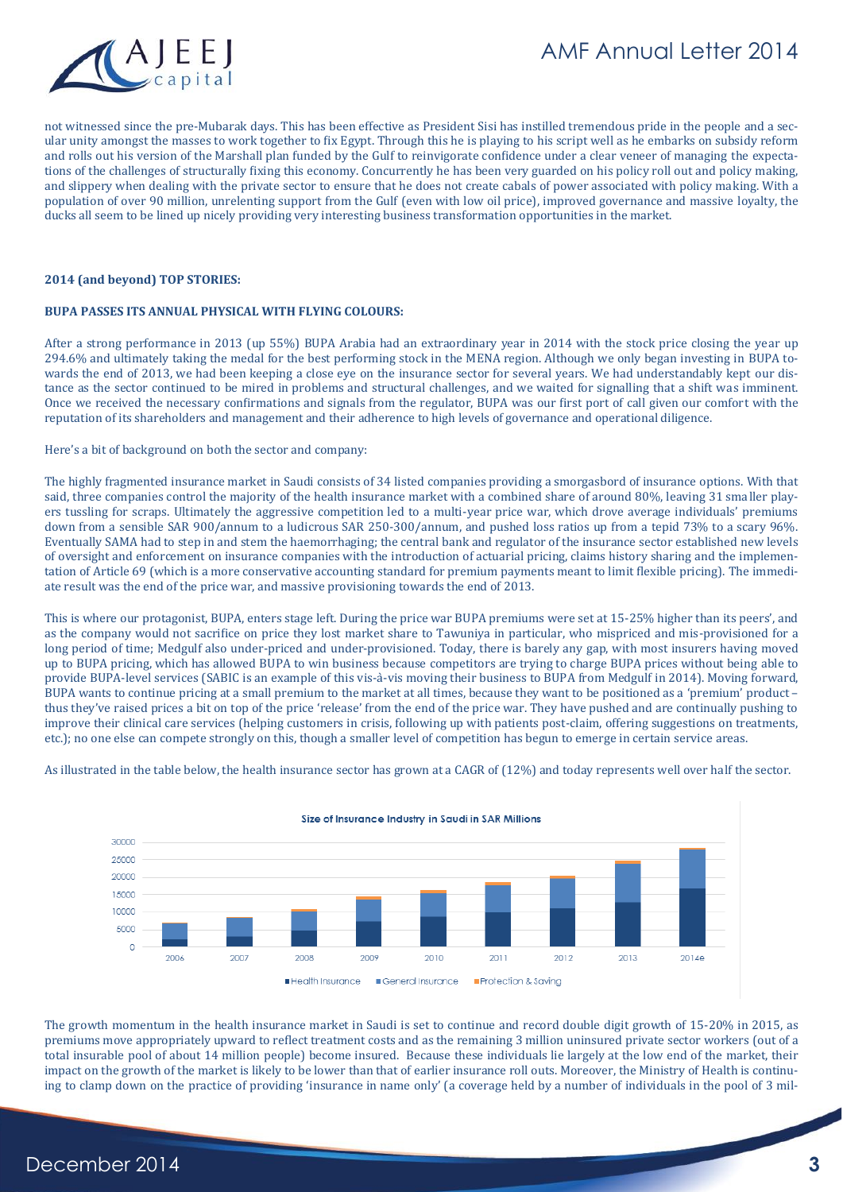not witnessed since the pre-Mubarak days. This has been effective as President Sisi has instilled tremendous pride in the people and a secular unity amongst the masses to work together to fix Egypt. Through this he is playing to his script well as he embarks on subsidy reform and rolls out his version of the Marshall plan funded by the Gulf to reinvigorate confidence under a clear veneer of managing the expectations of the challenges of structurally fixing this economy. Concurrently he has been very guarded on his policy roll out and policy making, and slippery when dealing with the private sector to ensure that he does not create cabals of power associated with policy making. With a population of over 90 million, unrelenting support from the Gulf (even with low oil price), improved governance and massive loyalty, the ducks all seem to be lined up nicely providing very interesting business transformation opportunities in the market.

**2014 (and beyond) TOP STORIES:**

**BUPA PASSES ITS ANNUAL PHYSICAL WITH FLYING COLOURS:**

After a strong performance in 2013 (up 55%) BUPA Arabia had an extraordinary year in 2014 with the stock price closing the year up 294.6% and ultimately taking the medal for the best performing stock in the MENA region. Although we only began investing in BUPA towards the end of 2013, we had been keeping a close eye on the insurance sector for several years. We had understandably kept our distance as the sector continued to be mired in problems and structural challenges, and we waited for signalling that a shift was imminent. Once we received the necessary confirmations and signals from the regulator, BUPA was our first port of call given our comfort with the reputation of its shareholders and management and their adherence to high levels of governance and operational diligence.

Here's a bit of background on both the sector and company:

The highly fragmented insurance market in Saudi consists of 34 listed companies providing a smorgasbord of insurance options. With that said, three companies control the majority of the health insurance market with a combined share of around 80%, leaving 31 smaller players tussling for scraps. Ultimately the aggressive competition led to a multi-year price war, which drove average individuals' premiums down from a sensible SAR 900/annum to a ludicrous SAR 250-300/annum, and pushed loss ratios up from a tepid 73% to a scary 96%. Eventually SAMA had to step in and stem the haemorrhaging; the central bank and regulator of the insurance sector established new levels of oversight and enforcement on insurance companies with the introduction of actuarial pricing, claims history sharing and the implementation of Article 69 (which is a more conservative accounting standard for premium payments meant to limit flexible pricing). The immediate result was the end of the price war, and massive provisioning towards the end of 2013.

This is where our protagonist, BUPA, enters stage left. During the price war BUPA premiums were set at 15-25% higher than its peers', and as the company would not sacrifice on price they lost market share to Tawuniya in particular, who mispriced and mis-provisioned for a long period of time; Medgulf also under-priced and under-provisioned. Today, there is barely any gap, with most insurers having moved up to BUPA pricing, which has allowed BUPA to win business because competitors are trying to charge BUPA prices without being able to provide BUPA-level services (SABIC is an example of this vis-à-vis moving their business to BUPA from Medgulf in 2014). Moving forward, BUPA wants to continue pricing at a small premium to the market at all times, because they want to be positioned as a 'premium' product – thus they've raised prices a bit on top of the price 'release' from the end of the price war. They have pushed and are continually pushing to improve their clinical care services (helping customers in crisis, following up with patients post-claim, offering suggestions on treatments, etc.); no one else can compete strongly on this, though a smaller level of competition has begun to emerge in certain service areas.

As illustrated in the table below, the health insurance sector has grown at a CAGR of (12%) and today represents well over half the sector.

**Size of Insurance Industry in Saudi in SAR Millions**

[Stacked bar chart, 2006–2014e; y-axis 0–30000; series: Health Insurance, General Insurance, Protection & Saving]

The growth momentum in the health insurance market in Saudi is set to continue and record double digit growth of 15-20% in 2015, as premiums move appropriately upward to reflect treatment costs and as the remaining 3 million uninsured private sector workers (out of a total insurable pool of about 14 million people) become insured. Because these individuals lie largely at the low end of the market, their impact on the growth of the market is likely to be lower than that of earlier insurance roll outs. Moreover, the Ministry of Health is continuing to clamp down on the practice of providing 'insurance in name only' (a coverage held by a number of individuals in the pool of 3 mil-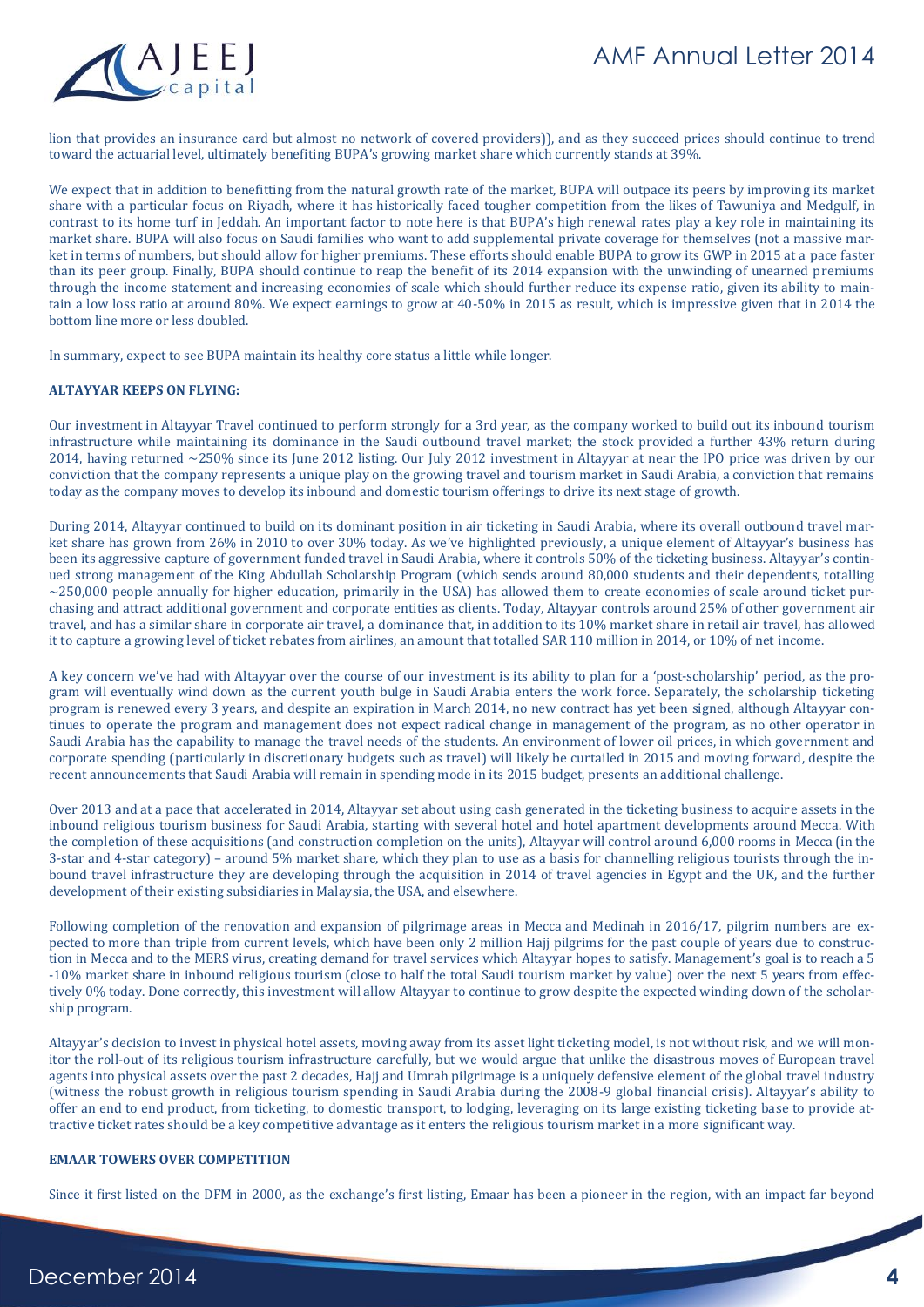lion that provides an insurance card but almost no network of covered providers)), and as they succeed prices should continue to trend toward the actuarial level, ultimately benefiting BUPA's growing market share which currently stands at 39%.

We expect that in addition to benefitting from the natural growth rate of the market, BUPA will outpace its peers by improving its market share with a particular focus on Riyadh, where it has historically faced tougher competition from the likes of Tawuniya and Medgulf, in contrast to its home turf in Jeddah. An important factor to note here is that BUPA's high renewal rates play a key role in maintaining its market share. BUPA will also focus on Saudi families who want to add supplemental private coverage for themselves (not a massive market in terms of numbers, but should allow for higher premiums. These efforts should enable BUPA to grow its GWP in 2015 at a pace faster than its peer group. Finally, BUPA should continue to reap the benefit of its 2014 expansion with the unwinding of unearned premiums through the income statement and increasing economies of scale which should further reduce its expense ratio, given its ability to maintain a low loss ratio at around 80%. We expect earnings to grow at 40-50% in 2015 as result, which is impressive given that in 2014 the bottom line more or less doubled.

In summary, expect to see BUPA maintain its healthy core status a little while longer.

**ALTAYYAR KEEPS ON FLYING:**

Our investment in Altayyar Travel continued to perform strongly for a 3rd year, as the company worked to build out its inbound tourism infrastructure while maintaining its dominance in the Saudi outbound travel market; the stock provided a further 43% return during 2014, having returned ~250% since its June 2012 listing. Our July 2012 investment in Altayyar at near the IPO price was driven by our conviction that the company represents a unique play on the growing travel and tourism market in Saudi Arabia, a conviction that remains today as the company moves to develop its inbound and domestic tourism offerings to drive its next stage of growth.

During 2014, Altayyar continued to build on its dominant position in air ticketing in Saudi Arabia, where its overall outbound travel market share has grown from 26% in 2010 to over 30% today. As we've highlighted previously, a unique element of Altayyar's business has been its aggressive capture of government funded travel in Saudi Arabia, where it controls 50% of the ticketing business. Altayyar's continued strong management of the King Abdullah Scholarship Program (which sends around 80,000 students and their dependents, totalling ~250,000 people annually for higher education, primarily in the USA) has allowed them to create economies of scale around ticket purchasing and attract additional government and corporate entities as clients. Today, Altayyar controls around 25% of other government air travel, and has a similar share in corporate air travel, a dominance that, in addition to its 10% market share in retail air travel, has allowed it to capture a growing level of ticket rebates from airlines, an amount that totalled SAR 110 million in 2014, or 10% of net income.

A key concern we've had with Altayyar over the course of our investment is its ability to plan for a 'post-scholarship' period, as the program will eventually wind down as the current youth bulge in Saudi Arabia enters the work force. Separately, the scholarship ticketing program is renewed every 3 years, and despite an expiration in March 2014, no new contract has yet been signed, although Altayyar continues to operate the program and management does not expect radical change in management of the program, as no other operator in Saudi Arabia has the capability to manage the travel needs of the students. An environment of lower oil prices, in which government and corporate spending (particularly in discretionary budgets such as travel) will likely be curtailed in 2015 and moving forward, despite the recent announcements that Saudi Arabia will remain in spending mode in its 2015 budget, presents an additional challenge.

Over 2013 and at a pace that accelerated in 2014, Altayyar set about using cash generated in the ticketing business to acquire assets in the inbound religious tourism business for Saudi Arabia, starting with several hotel and hotel apartment developments around Mecca. With the completion of these acquisitions (and construction completion on the units), Altayyar will control around 6,000 rooms in Mecca (in the 3-star and 4-star category) – around 5% market share, which they plan to use as a basis for channelling religious tourists through the inbound travel infrastructure they are developing through the acquisition in 2014 of travel agencies in Egypt and the UK, and the further development of their existing subsidiaries in Malaysia, the USA, and elsewhere.

Following completion of the renovation and expansion of pilgrimage areas in Mecca and Medinah in 2016/17, pilgrim numbers are expected to more than triple from current levels, which have been only 2 million Hajj pilgrims for the past couple of years due to construction in Mecca and to the MERS virus, creating demand for travel services which Altayyar hopes to satisfy. Management's goal is to reach a 5-10% market share in inbound religious tourism (close to half the total Saudi tourism market by value) over the next 5 years from effectively 0% today. Done correctly, this investment will allow Altayyar to continue to grow despite the expected winding down of the scholarship program.

Altayyar's decision to invest in physical hotel assets, moving away from its asset light ticketing model, is not without risk, and we will monitor the roll-out of its religious tourism infrastructure carefully, but we would argue that unlike the disastrous moves of European travel agents into physical assets over the past 2 decades, Hajj and Umrah pilgrimage is a uniquely defensive element of the global travel industry (witness the robust growth in religious tourism spending in Saudi Arabia during the 2008-9 global financial crisis). Altayyar's ability to offer an end to end product, from ticketing, to domestic transport, to lodging, leveraging on its large existing ticketing base to provide attractive ticket rates should be a key competitive advantage as it enters the religious tourism market in a more significant way.

**EMAAR TOWERS OVER COMPETITION**

Since it first listed on the DFM in 2000, as the exchange's first listing, Emaar has been a pioneer in the region, with an impact far beyond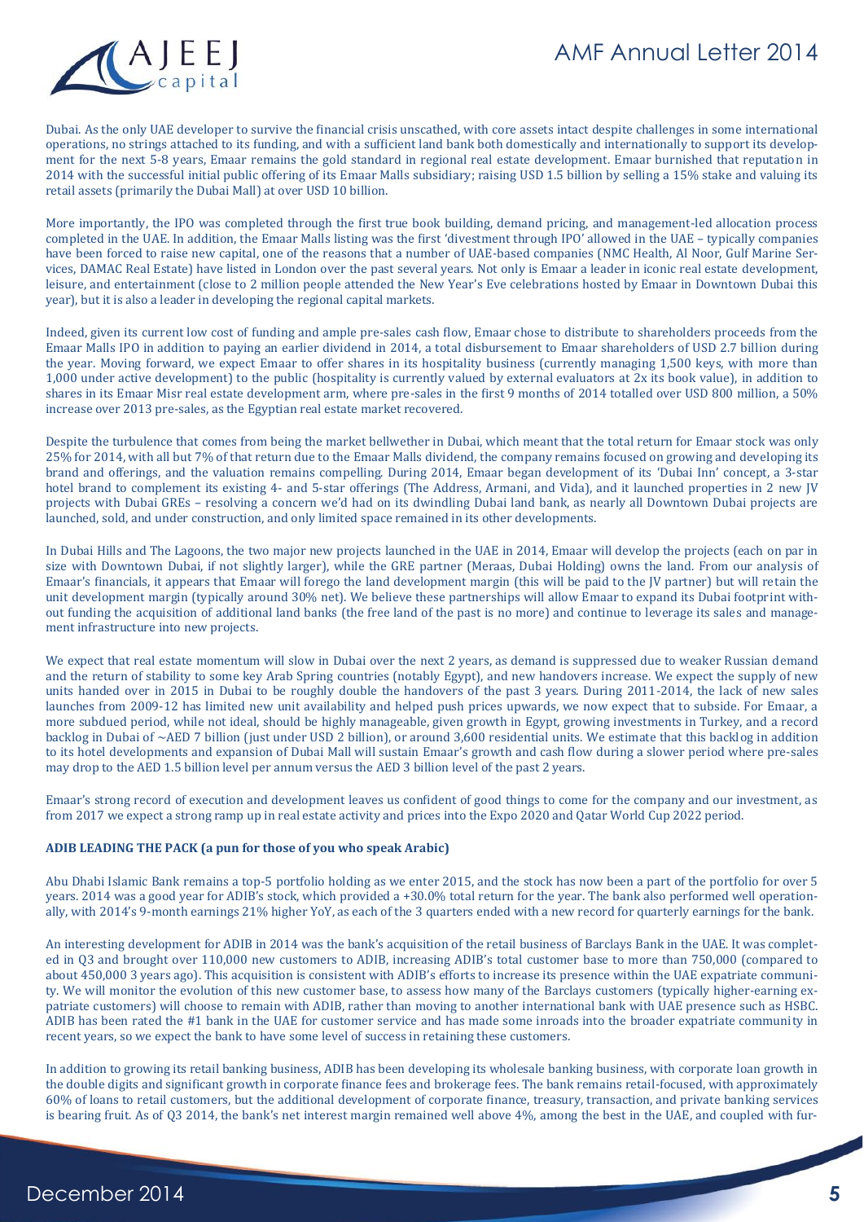Dubai. As the only UAE developer to survive the financial crisis unscathed, with core assets intact despite challenges in some international operations, no strings attached to its funding, and with a sufficient land bank both domestically and internationally to support its development for the next 5-8 years, Emaar remains the gold standard in regional real estate development. Emaar burnished that reputation in 2014 with the successful initial public offering of its Emaar Malls subsidiary; raising USD 1.5 billion by selling a 15% stake and valuing its retail assets (primarily the Dubai Mall) at over USD 10 billion.

More importantly, the IPO was completed through the first true book building, demand pricing, and management-led allocation process completed in the UAE. In addition, the Emaar Malls listing was the first 'divestment through IPO' allowed in the UAE – typically companies have been forced to raise new capital, one of the reasons that a number of UAE-based companies (NMC Health, Al Noor, Gulf Marine Services, DAMAC Real Estate) have listed in London over the past several years. Not only is Emaar a leader in iconic real estate development, leisure, and entertainment (close to 2 million people attended the New Year's Eve celebrations hosted by Emaar in Downtown Dubai this year), but it is also a leader in developing the regional capital markets.

Indeed, given its current low cost of funding and ample pre-sales cash flow, Emaar chose to distribute to shareholders proceeds from the Emaar Malls IPO in addition to paying an earlier dividend in 2014, a total disbursement to Emaar shareholders of USD 2.7 billion during the year. Moving forward, we expect Emaar to offer shares in its hospitality business (currently managing 1,500 keys, with more than 1,000 under active development) to the public (hospitality is currently valued by external evaluators at 2x its book value), in addition to shares in its Emaar Misr real estate development arm, where pre-sales in the first 9 months of 2014 totalled over USD 800 million, a 50% increase over 2013 pre-sales, as the Egyptian real estate market recovered.

Despite the turbulence that comes from being the market bellwether in Dubai, which meant that the total return for Emaar stock was only 25% for 2014, with all but 7% of that return due to the Emaar Malls dividend, the company remains focused on growing and developing its brand and offerings, and the valuation remains compelling. During 2014, Emaar began development of its 'Dubai Inn' concept, a 3-star hotel brand to complement its existing 4- and 5-star offerings (The Address, Armani, and Vida), and it launched properties in 2 new JV projects with Dubai GREs – resolving a concern we'd had on its dwindling Dubai land bank, as nearly all Downtown Dubai projects are launched, sold, and under construction, and only limited space remained in its other developments.

In Dubai Hills and The Lagoons, the two major new projects launched in the UAE in 2014, Emaar will develop the projects (each on par in size with Downtown Dubai, if not slightly larger), while the GRE partner (Meraas, Dubai Holding) owns the land. From our analysis of Emaar's financials, it appears that Emaar will forego the land development margin (this will be paid to the JV partner) but will retain the unit development margin (typically around 30% net). We believe these partnerships will allow Emaar to expand its Dubai footprint without funding the acquisition of additional land banks (the free land of the past is no more) and continue to leverage its sales and management infrastructure into new projects.

We expect that real estate momentum will slow in Dubai over the next 2 years, as demand is suppressed due to weaker Russian demand and the return of stability to some key Arab Spring countries (notably Egypt), and new handovers increase. We expect the supply of new units handed over in 2015 in Dubai to be roughly double the handovers of the past 3 years. During 2011-2014, the lack of new sales launches from 2009-12 has limited new unit availability and helped push prices upwards, we now expect that to subside. For Emaar, a more subdued period, while not ideal, should be highly manageable, given growth in Egypt, growing investments in Turkey, and a record backlog in Dubai of ~AED 7 billion (just under USD 2 billion), or around 3,600 residential units. We estimate that this backlog in addition to its hotel developments and expansion of Dubai Mall will sustain Emaar's growth and cash flow during a slower period where pre-sales may drop to the AED 1.5 billion level per annum versus the AED 3 billion level of the past 2 years.

Emaar's strong record of execution and development leaves us confident of good things to come for the company and our investment, as from 2017 we expect a strong ramp up in real estate activity and prices into the Expo 2020 and Qatar World Cup 2022 period.

**ADIB LEADING THE PACK (a pun for those of you who speak Arabic)**

Abu Dhabi Islamic Bank remains a top-5 portfolio holding as we enter 2015, and the stock has now been a part of the portfolio for over 5 years. 2014 was a good year for ADIB's stock, which provided a +30.0% total return for the year. The bank also performed well operationally, with 2014's 9-month earnings 21% higher YoY, as each of the 3 quarters ended with a new record for quarterly earnings for the bank.

An interesting development for ADIB in 2014 was the bank's acquisition of the retail business of Barclays Bank in the UAE. It was completed in Q3 and brought over 110,000 new customers to ADIB, increasing ADIB's total customer base to more than 750,000 (compared to about 450,000 3 years ago). This acquisition is consistent with ADIB's efforts to increase its presence within the UAE expatriate community. We will monitor the evolution of this new customer base, to assess how many of the Barclays customers (typically higher-earning expatriate customers) will choose to remain with ADIB, rather than moving to another international bank with UAE presence such as HSBC. ADIB has been rated the #1 bank in the UAE for customer service and has made some inroads into the broader expatriate community in recent years, so we expect the bank to have some level of success in retaining these customers.

In addition to growing its retail banking business, ADIB has been developing its wholesale banking business, with corporate loan growth in the double digits and significant growth in corporate finance fees and brokerage fees. The bank remains retail-focused, with approximately 60% of loans to retail customers, but the additional development of corporate finance, treasury, transaction, and private banking services is bearing fruit. As of Q3 2014, the bank's net interest margin remained well above 4%, among the best in the UAE, and coupled with fur-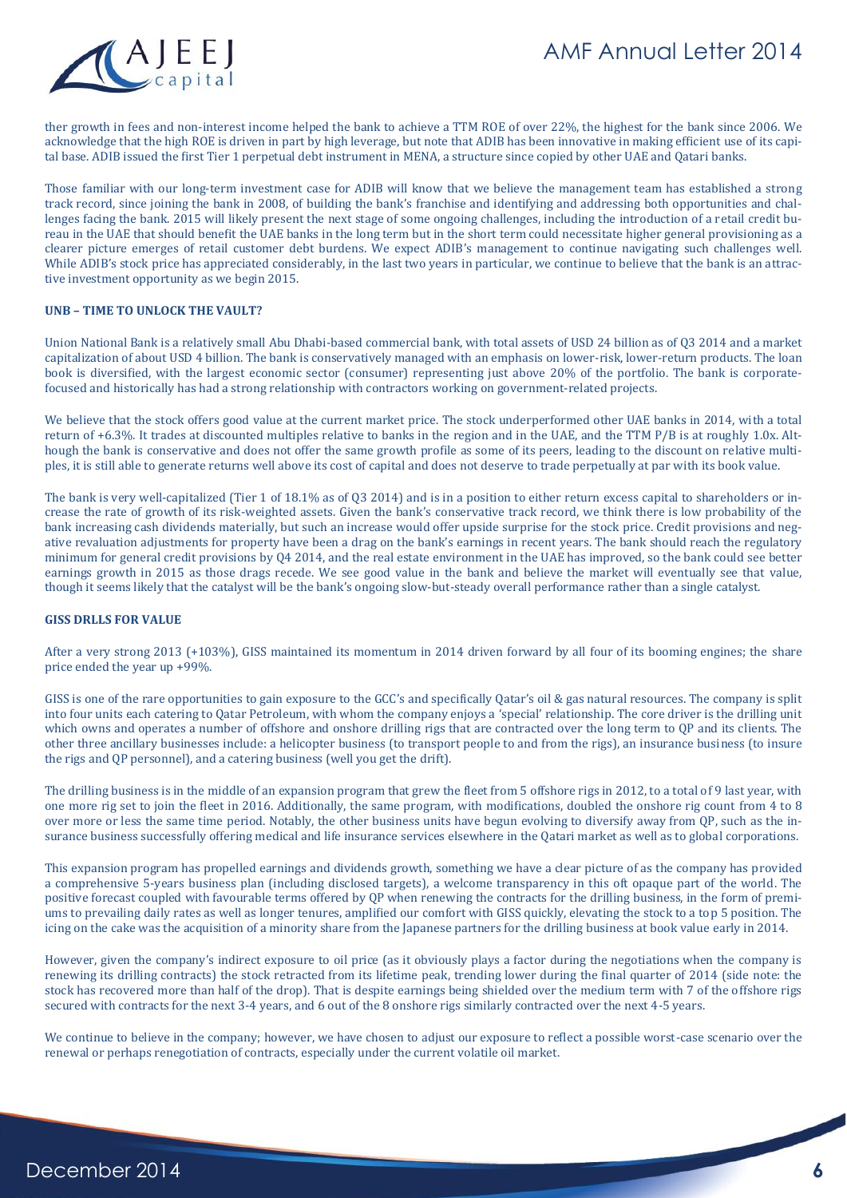ther growth in fees and non-interest income helped the bank to achieve a TTM ROE of over 22%, the highest for the bank since 2006. We acknowledge that the high ROE is driven in part by high leverage, but note that ADIB has been innovative in making efficient use of its capital base. ADIB issued the first Tier 1 perpetual debt instrument in MENA, a structure since copied by other UAE and Qatari banks.

Those familiar with our long-term investment case for ADIB will know that we believe the management team has established a strong track record, since joining the bank in 2008, of building the bank's franchise and identifying and addressing both opportunities and challenges facing the bank. 2015 will likely present the next stage of some ongoing challenges, including the introduction of a retail credit bureau in the UAE that should benefit the UAE banks in the long term but in the short term could necessitate higher general provisioning as a clearer picture emerges of retail customer debt burdens. We expect ADIB's management to continue navigating such challenges well. While ADIB's stock price has appreciated considerably, in the last two years in particular, we continue to believe that the bank is an attractive investment opportunity as we begin 2015.

**UNB – TIME TO UNLOCK THE VAULT?**

Union National Bank is a relatively small Abu Dhabi-based commercial bank, with total assets of USD 24 billion as of Q3 2014 and a market capitalization of about USD 4 billion. The bank is conservatively managed with an emphasis on lower-risk, lower-return products. The loan book is diversified, with the largest economic sector (consumer) representing just above 20% of the portfolio. The bank is corporate-focused and historically has had a strong relationship with contractors working on government-related projects.

We believe that the stock offers good value at the current market price. The stock underperformed other UAE banks in 2014, with a total return of +6.3%. It trades at discounted multiples relative to banks in the region and in the UAE, and the TTM P/B is at roughly 1.0x. Although the bank is conservative and does not offer the same growth profile as some of its peers, leading to the discount on relative multiples, it is still able to generate returns well above its cost of capital and does not deserve to trade perpetually at par with its book value.

The bank is very well-capitalized (Tier 1 of 18.1% as of Q3 2014) and is in a position to either return excess capital to shareholders or increase the rate of growth of its risk-weighted assets. Given the bank's conservative track record, we think there is low probability of the bank increasing cash dividends materially, but such an increase would offer upside surprise for the stock price. Credit provisions and negative revaluation adjustments for property have been a drag on the bank's earnings in recent years. The bank should reach the regulatory minimum for general credit provisions by Q4 2014, and the real estate environment in the UAE has improved, so the bank could see better earnings growth in 2015 as those drags recede. We see good value in the bank and believe the market will eventually see that value, though it seems likely that the catalyst will be the bank's ongoing slow-but-steady overall performance rather than a single catalyst.

**GISS DRLLS FOR VALUE**

After a very strong 2013 (+103%), GISS maintained its momentum in 2014 driven forward by all four of its booming engines; the share price ended the year up +99%.

GISS is one of the rare opportunities to gain exposure to the GCC's and specifically Qatar's oil & gas natural resources. The company is split into four units each catering to Qatar Petroleum, with whom the company enjoys a 'special' relationship. The core driver is the drilling unit which owns and operates a number of offshore and onshore drilling rigs that are contracted over the long term to QP and its clients. The other three ancillary businesses include: a helicopter business (to transport people to and from the rigs), an insurance business (to insure the rigs and QP personnel), and a catering business (well you get the drift).

The drilling business is in the middle of an expansion program that grew the fleet from 5 offshore rigs in 2012, to a total of 9 last year, with one more rig set to join the fleet in 2016. Additionally, the same program, with modifications, doubled the onshore rig count from 4 to 8 over more or less the same time period. Notably, the other business units have begun evolving to diversify away from QP, such as the insurance business successfully offering medical and life insurance services elsewhere in the Qatari market as well as to global corporations.

This expansion program has propelled earnings and dividends growth, something we have a clear picture of as the company has provided a comprehensive 5-years business plan (including disclosed targets), a welcome transparency in this oft opaque part of the world. The positive forecast coupled with favourable terms offered by QP when renewing the contracts for the drilling business, in the form of premiums to prevailing daily rates as well as longer tenures, amplified our comfort with GISS quickly, elevating the stock to a top 5 position. The icing on the cake was the acquisition of a minority share from the Japanese partners for the drilling business at book value early in 2014.

However, given the company's indirect exposure to oil price (as it obviously plays a factor during the negotiations when the company is renewing its drilling contracts) the stock retracted from its lifetime peak, trending lower during the final quarter of 2014 (side note: the stock has recovered more than half of the drop). That is despite earnings being shielded over the medium term with 7 of the offshore rigs secured with contracts for the next 3-4 years, and 6 out of the 8 onshore rigs similarly contracted over the next 4-5 years.

We continue to believe in the company; however, we have chosen to adjust our exposure to reflect a possible worst-case scenario over the renewal or perhaps renegotiation of contracts, especially under the current volatile oil market.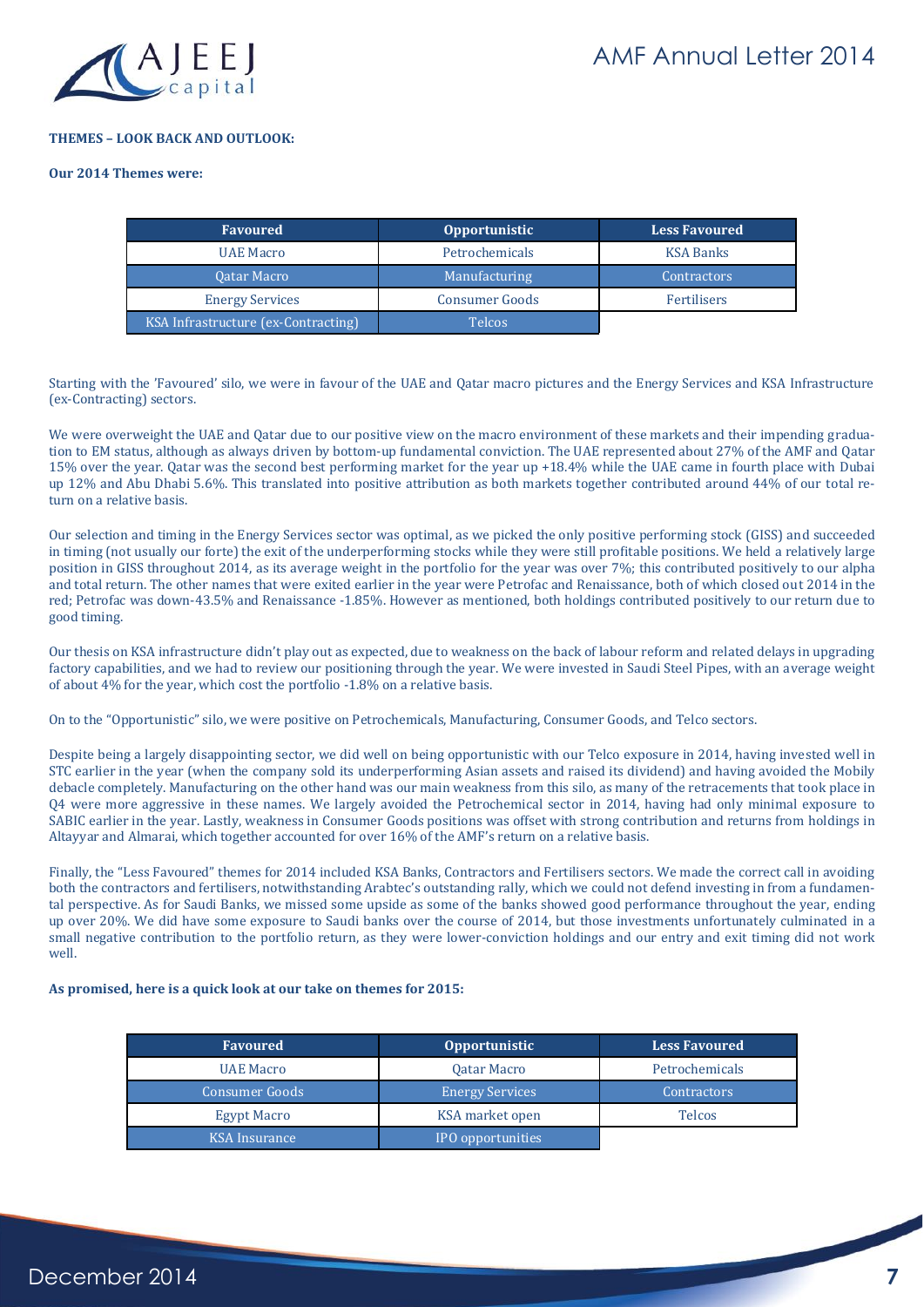**THEMES – LOOK BACK AND OUTLOOK:**

**Our 2014 Themes were:**

| Favoured | Opportunistic | Less Favoured |
|---|---|---|
| UAE Macro | Petrochemicals | KSA Banks |
| Qatar Macro | Manufacturing | Contractors |
| Energy Services | Consumer Goods | Fertilisers |
| KSA Infrastructure (ex-Contracting) | Telcos | |

Starting with the 'Favoured' silo, we were in favour of the UAE and Qatar macro pictures and the Energy Services and KSA Infrastructure (ex-Contracting) sectors.

We were overweight the UAE and Qatar due to our positive view on the macro environment of these markets and their impending graduation to EM status, although as always driven by bottom-up fundamental conviction. The UAE represented about 27% of the AMF and Qatar 15% over the year. Qatar was the second best performing market for the year up +18.4% while the UAE came in fourth place with Dubai up 12% and Abu Dhabi 5.6%. This translated into positive attribution as both markets together contributed around 44% of our total return on a relative basis.

Our selection and timing in the Energy Services sector was optimal, as we picked the only positive performing stock (GISS) and succeeded in timing (not usually our forte) the exit of the underperforming stocks while they were still profitable positions. We held a relatively large position in GISS throughout 2014, as its average weight in the portfolio for the year was over 7%; this contributed positively to our alpha and total return. The other names that were exited earlier in the year were Petrofac and Renaissance, both of which closed out 2014 in the red; Petrofac was down-43.5% and Renaissance -1.85%. However as mentioned, both holdings contributed positively to our return due to good timing.

Our thesis on KSA infrastructure didn't play out as expected, due to weakness on the back of labour reform and related delays in upgrading factory capabilities, and we had to review our positioning through the year. We were invested in Saudi Steel Pipes, with an average weight of about 4% for the year, which cost the portfolio -1.8% on a relative basis.

On to the "Opportunistic" silo, we were positive on Petrochemicals, Manufacturing, Consumer Goods, and Telco sectors.

Despite being a largely disappointing sector, we did well on being opportunistic with our Telco exposure in 2014, having invested well in STC earlier in the year (when the company sold its underperforming Asian assets and raised its dividend) and having avoided the Mobily debacle completely. Manufacturing on the other hand was our main weakness from this silo, as many of the retracements that took place in Q4 were more aggressive in these names. We largely avoided the Petrochemical sector in 2014, having had only minimal exposure to SABIC earlier in the year. Lastly, weakness in Consumer Goods positions was offset with strong contribution and returns from holdings in Altayyar and Almarai, which together accounted for over 16% of the AMF's return on a relative basis.

Finally, the "Less Favoured" themes for 2014 included KSA Banks, Contractors and Fertilisers sectors. We made the correct call in avoiding both the contractors and fertilisers, notwithstanding Arabtec's outstanding rally, which we could not defend investing in from a fundamental perspective. As for Saudi Banks, we missed some upside as some of the banks showed good performance throughout the year, ending up over 20%. We did have some exposure to Saudi banks over the course of 2014, but those investments unfortunately culminated in a small negative contribution to the portfolio return, as they were lower-conviction holdings and our entry and exit timing did not work well.

**As promised, here is a quick look at our take on themes for 2015:**

| Favoured | Opportunistic | Less Favoured |
|---|---|---|
| UAE Macro | Qatar Macro | Petrochemicals |
| Consumer Goods | Energy Services | Contractors |
| Egypt Macro | KSA market open | Telcos |
| KSA Insurance | IPO opportunities | |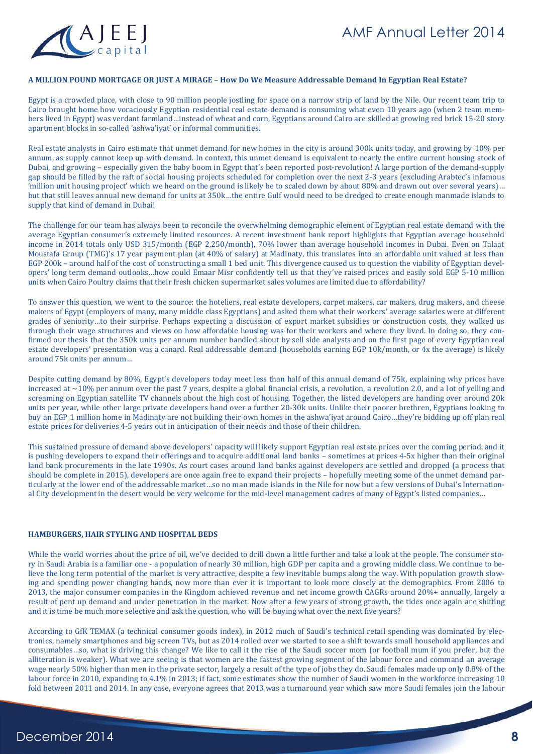**A MILLION POUND MORTGAGE OR JUST A MIRAGE – How Do We Measure Addressable Demand In Egyptian Real Estate?**

Egypt is a crowded place, with close to 90 million people jostling for space on a narrow strip of land by the Nile. Our recent team trip to Cairo brought home how voraciously Egyptian residential real estate demand is consuming what even 10 years ago (when 2 team members lived in Egypt) was verdant farmland…instead of wheat and corn, Egyptians around Cairo are skilled at growing red brick 15-20 story apartment blocks in so-called 'ashwa'iyat' or informal communities.

Real estate analysts in Cairo estimate that unmet demand for new homes in the city is around 300k units today, and growing by 10% per annum, as supply cannot keep up with demand. In context, this unmet demand is equivalent to nearly the entire current housing stock of Dubai, and growing – especially given the baby boom in Egypt that's been reported post-revolution! A large portion of the demand-supply gap should be filled by the raft of social housing projects scheduled for completion over the next 2-3 years (excluding Arabtec's infamous 'million unit housing project' which we heard on the ground is likely be to scaled down by about 80% and drawn out over several years)…but that still leaves annual new demand for units at 350k…the entire Gulf would need to be dredged to create enough manmade islands to supply that kind of demand in Dubai!

The challenge for our team has always been to reconcile the overwhelming demographic element of Egyptian real estate demand with the average Egyptian consumer's extremely limited resources. A recent investment bank report highlights that Egyptian average household income in 2014 totals only USD 315/month (EGP 2,250/month), 70% lower than average household incomes in Dubai. Even on Talaat Moustafa Group (TMG)'s 17 year payment plan (at 40% of salary) at Madinaty, this translates into an affordable unit valued at less than EGP 200k – around half of the cost of constructing a small 1 bed unit. This divergence caused us to question the viability of Egyptian developers' long term demand outlooks…how could Emaar Misr confidently tell us that they've raised prices and easily sold EGP 5-10 million units when Cairo Poultry claims that their fresh chicken supermarket sales volumes are limited due to affordability?

To answer this question, we went to the source: the hoteliers, real estate developers, carpet makers, car makers, drug makers, and cheese makers of Egypt (employers of many, many middle class Egyptians) and asked them what their workers' average salaries were at different grades of seniority…to their surprise. Perhaps expecting a discussion of export market subsidies or construction costs, they walked us through their wage structures and views on how affordable housing was for their workers and where they lived. In doing so, they confirmed our thesis that the 350k units per annum number bandied about by sell side analysts and on the first page of every Egyptian real estate developers' presentation was a canard. Real addressable demand (households earning EGP 10k/month, or 4x the average) is likely around 75k units per annum…

Despite cutting demand by 80%, Egypt's developers today meet less than half of this annual demand of 75k, explaining why prices have increased at ~10% per annum over the past 7 years, despite a global financial crisis, a revolution, a revolution 2.0, and a lot of yelling and screaming on Egyptian satellite TV channels about the high cost of housing. Together, the listed developers are handing over around 20k units per year, while other large private developers hand over a further 20-30k units. Unlike their poorer brethren, Egyptians looking to buy an EGP 1 million home in Madinaty are not building their own homes in the ashwa'iyat around Cairo…they're bidding up off plan real estate prices for deliveries 4-5 years out in anticipation of their needs and those of their children.

This sustained pressure of demand above developers' capacity will likely support Egyptian real estate prices over the coming period, and it is pushing developers to expand their offerings and to acquire additional land banks – sometimes at prices 4-5x higher than their original land bank procurements in the late 1990s. As court cases around land banks against developers are settled and dropped (a process that should be complete in 2015), developers are once again free to expand their projects – hopefully meeting some of the unmet demand particularly at the lower end of the addressable market…so no man made islands in the Nile for now but a few versions of Dubai's International City development in the desert would be very welcome for the mid-level management cadres of many of Egypt's listed companies…

**HAMBURGERS, HAIR STYLING AND HOSPITAL BEDS**

While the world worries about the price of oil, we've decided to drill down a little further and take a look at the people. The consumer story in Saudi Arabia is a familiar one - a population of nearly 30 million, high GDP per capita and a growing middle class. We continue to believe the long term potential of the market is very attractive, despite a few inevitable bumps along the way. With population growth slowing and spending power changing hands, now more than ever it is important to look more closely at the demographics. From 2006 to 2013, the major consumer companies in the Kingdom achieved revenue and net income growth CAGRs around 20%+ annually, largely a result of pent up demand and under penetration in the market. Now after a few years of strong growth, the tides once again are shifting and it is time be much more selective and ask the question, who will be buying what over the next five years?

According to GfK TEMAX (a technical consumer goods index), in 2012 much of Saudi's technical retail spending was dominated by electronics, namely smartphones and big screen TVs, but as 2014 rolled over we started to see a shift towards small household appliances and consumables…so, what is driving this change? We like to call it the rise of the Saudi soccer mom (or football mum if you prefer, but the alliteration is weaker). What we are seeing is that women are the fastest growing segment of the labour force and command an average wage nearly 50% higher than men in the private sector, largely a result of the type of jobs they do. Saudi females made up only 0.8% of the labour force in 2010, expanding to 4.1% in 2013; if fact, some estimates show the number of Saudi women in the workforce increasing 10 fold between 2011 and 2014. In any case, everyone agrees that 2013 was a turnaround year which saw more Saudi females join the labour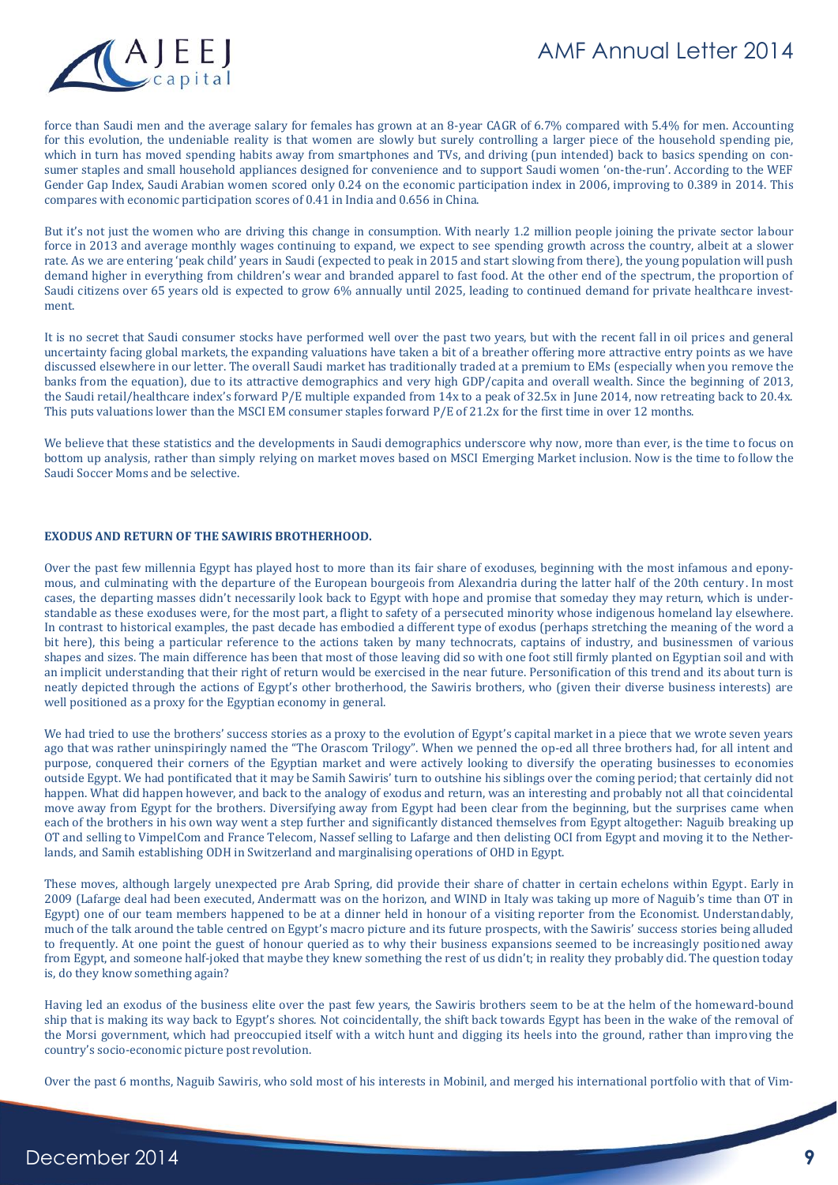force than Saudi men and the average salary for females has grown at an 8-year CAGR of 6.7% compared with 5.4% for men. Accounting for this evolution, the undeniable reality is that women are slowly but surely controlling a larger piece of the household spending pie, which in turn has moved spending habits away from smartphones and TVs, and driving (pun intended) back to basics spending on consumer staples and small household appliances designed for convenience and to support Saudi women 'on-the-run'. According to the WEF Gender Gap Index, Saudi Arabian women scored only 0.24 on the economic participation index in 2006, improving to 0.389 in 2014. This compares with economic participation scores of 0.41 in India and 0.656 in China.

But it's not just the women who are driving this change in consumption. With nearly 1.2 million people joining the private sector labour force in 2013 and average monthly wages continuing to expand, we expect to see spending growth across the country, albeit at a slower rate. As we are entering 'peak child' years in Saudi (expected to peak in 2015 and start slowing from there), the young population will push demand higher in everything from children's wear and branded apparel to fast food. At the other end of the spectrum, the proportion of Saudi citizens over 65 years old is expected to grow 6% annually until 2025, leading to continued demand for private healthcare investment.

It is no secret that Saudi consumer stocks have performed well over the past two years, but with the recent fall in oil prices and general uncertainty facing global markets, the expanding valuations have taken a bit of a breather offering more attractive entry points as we have discussed elsewhere in our letter. The overall Saudi market has traditionally traded at a premium to EMs (especially when you remove the banks from the equation), due to its attractive demographics and very high GDP/capita and overall wealth. Since the beginning of 2013, the Saudi retail/healthcare index's forward P/E multiple expanded from 14x to a peak of 32.5x in June 2014, now retreating back to 20.4x. This puts valuations lower than the MSCI EM consumer staples forward P/E of 21.2x for the first time in over 12 months.

We believe that these statistics and the developments in Saudi demographics underscore why now, more than ever, is the time to focus on bottom up analysis, rather than simply relying on market moves based on MSCI Emerging Market inclusion. Now is the time to follow the Saudi Soccer Moms and be selective.

## EXODUS AND RETURN OF THE SAWIRIS BROTHERHOOD.

Over the past few millennia Egypt has played host to more than its fair share of exoduses, beginning with the most infamous and eponymous, and culminating with the departure of the European bourgeois from Alexandria during the latter half of the 20th century. In most cases, the departing masses didn't necessarily look back to Egypt with hope and promise that someday they may return, which is understandable as these exoduses were, for the most part, a flight to safety of a persecuted minority whose indigenous homeland lay elsewhere. In contrast to historical examples, the past decade has embodied a different type of exodus (perhaps stretching the meaning of the word a bit here), this being a particular reference to the actions taken by many technocrats, captains of industry, and businessmen of various shapes and sizes. The main difference has been that most of those leaving did so with one foot still firmly planted on Egyptian soil and with an implicit understanding that their right of return would be exercised in the near future. Personification of this trend and its about turn is neatly depicted through the actions of Egypt's other brotherhood, the Sawiris brothers, who (given their diverse business interests) are well positioned as a proxy for the Egyptian economy in general.

We had tried to use the brothers' success stories as a proxy to the evolution of Egypt's capital market in a piece that we wrote seven years ago that was rather uninspiringly named the "The Orascom Trilogy". When we penned the op-ed all three brothers had, for all intent and purpose, conquered their corners of the Egyptian market and were actively looking to diversify the operating businesses to economies outside Egypt. We had pontificated that it may be Samih Sawiris' turn to outshine his siblings over the coming period; that certainly did not happen. What did happen however, and back to the analogy of exodus and return, was an interesting and probably not all that coincidental move away from Egypt for the brothers. Diversifying away from Egypt had been clear from the beginning, but the surprises came when each of the brothers in his own way went a step further and significantly distanced themselves from Egypt altogether: Naguib breaking up OT and selling to VimpelCom and France Telecom, Nassef selling to Lafarge and then delisting OCI from Egypt and moving it to the Netherlands, and Samih establishing ODH in Switzerland and marginalising operations of OHD in Egypt.

These moves, although largely unexpected pre Arab Spring, did provide their share of chatter in certain echelons within Egypt. Early in 2009 (Lafarge deal had been executed, Andermatt was on the horizon, and WIND in Italy was taking up more of Naguib's time than OT in Egypt) one of our team members happened to be at a dinner held in honour of a visiting reporter from the Economist. Understandably, much of the talk around the table centred on Egypt's macro picture and its future prospects, with the Sawiris' success stories being alluded to frequently. At one point the guest of honour queried as to why their business expansions seemed to be increasingly positioned away from Egypt, and someone half-joked that maybe they knew something the rest of us didn't; in reality they probably did. The question today is, do they know something again?

Having led an exodus of the business elite over the past few years, the Sawiris brothers seem to be at the helm of the homeward-bound ship that is making its way back to Egypt's shores. Not coincidentally, the shift back towards Egypt has been in the wake of the removal of the Morsi government, which had preoccupied itself with a witch hunt and digging its heels into the ground, rather than improving the country's socio-economic picture post revolution.

Over the past 6 months, Naguib Sawiris, who sold most of his interests in Mobinil, and merged his international portfolio with that of Vim-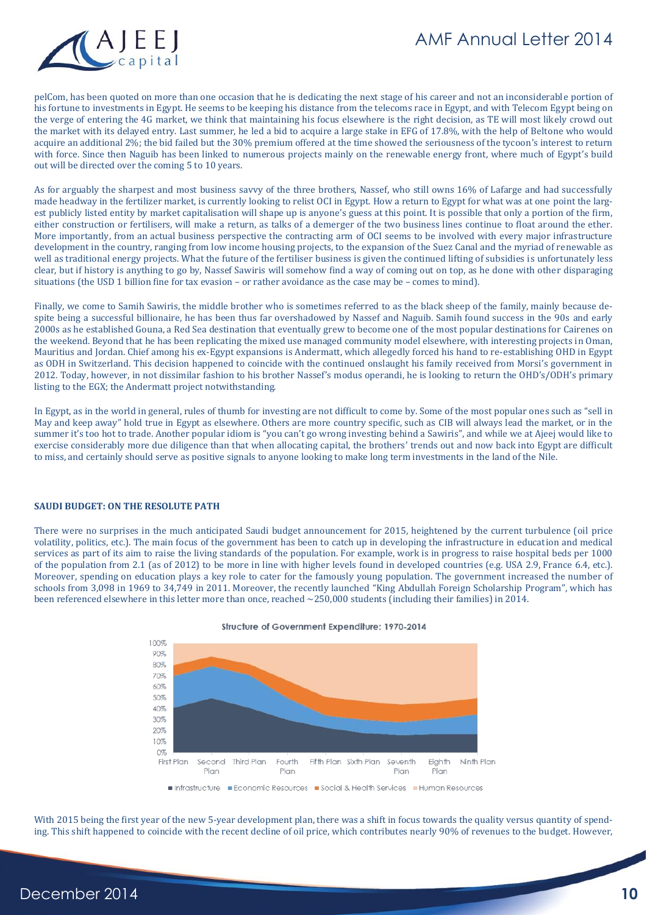pelCom, has been quoted on more than one occasion that he is dedicating the next stage of his career and not an inconsiderable portion of his fortune to investments in Egypt. He seems to be keeping his distance from the telecoms race in Egypt, and with Telecom Egypt being on the verge of entering the 4G market, we think that maintaining his focus elsewhere is the right decision, as TE will most likely crowd out the market with its delayed entry. Last summer, he led a bid to acquire a large stake in EFG of 17.8%, with the help of Beltone who would acquire an additional 2%; the bid failed but the 30% premium offered at the time showed the seriousness of the tycoon's interest to return with force. Since then Naguib has been linked to numerous projects mainly on the renewable energy front, where much of Egypt's build out will be directed over the coming 5 to 10 years.

As for arguably the sharpest and most business savvy of the three brothers, Nassef, who still owns 16% of Lafarge and had successfully made headway in the fertilizer market, is currently looking to relist OCI in Egypt. How a return to Egypt for what was at one point the largest publicly listed entity by market capitalisation will shape up is anyone's guess at this point. It is possible that only a portion of the firm, either construction or fertilisers, will make a return, as talks of a demerger of the two business lines continue to float around the ether. More importantly, from an actual business perspective the contracting arm of OCI seems to be involved with every major infrastructure development in the country, ranging from low income housing projects, to the expansion of the Suez Canal and the myriad of renewable as well as traditional energy projects. What the future of the fertiliser business is given the continued lifting of subsidies is unfortunately less clear, but if history is anything to go by, Nassef Sawiris will somehow find a way of coming out on top, as he done with other disparaging situations (the USD 1 billion fine for tax evasion – or rather avoidance as the case may be – comes to mind).

Finally, we come to Samih Sawiris, the middle brother who is sometimes referred to as the black sheep of the family, mainly because despite being a successful billionaire, he has been thus far overshadowed by Nassef and Naguib. Samih found success in the 90s and early 2000s as he established Gouna, a Red Sea destination that eventually grew to become one of the most popular destinations for Cairenes on the weekend. Beyond that he has been replicating the mixed use managed community model elsewhere, with interesting projects in Oman, Mauritius and Jordan. Chief among his ex-Egypt expansions is Andermatt, which allegedly forced his hand to re-establishing OHD in Egypt as ODH in Switzerland. This decision happened to coincide with the continued onslaught his family received from Morsi's government in 2012. Today, however, in not dissimilar fashion to his brother Nassef's modus operandi, he is looking to return the OHD's/ODH's primary listing to the EGX; the Andermatt project notwithstanding.

In Egypt, as in the world in general, rules of thumb for investing are not difficult to come by. Some of the most popular ones such as "sell in May and keep away" hold true in Egypt as elsewhere. Others are more country specific, such as CIB will always lead the market, or in the summer it's too hot to trade. Another popular idiom is "you can't go wrong investing behind a Sawiris", and while we at Ajeej would like to exercise considerably more due diligence than that when allocating capital, the brothers' trends out and now back into Egypt are difficult to miss, and certainly should serve as positive signals to anyone looking to make long term investments in the land of the Nile.

## SAUDI BUDGET: ON THE RESOLUTE PATH

There were no surprises in the much anticipated Saudi budget announcement for 2015, heightened by the current turbulence (oil price volatility, politics, etc.). The main focus of the government has been to catch up in developing the infrastructure in education and medical services as part of its aim to raise the living standards of the population. For example, work is in progress to raise hospital beds per 1000 of the population from 2.1 (as of 2012) to be more in line with higher levels found in developed countries (e.g. USA 2.9, France 6.4, etc.). Moreover, spending on education plays a key role to cater for the famously young population. The government increased the number of schools from 3,098 in 1969 to 34,749 in 2011. Moreover, the recently launched "King Abdullah Foreign Scholarship Program", which has been referenced elsewhere in this letter more than once, reached ~250,000 students (including their families) in 2014.

Structure of Government Expenditure: 1970-2014

With 2015 being the first year of the new 5-year development plan, there was a shift in focus towards the quality versus quantity of spending. This shift happened to coincide with the recent decline of oil price, which contributes nearly 90% of revenues to the budget. However,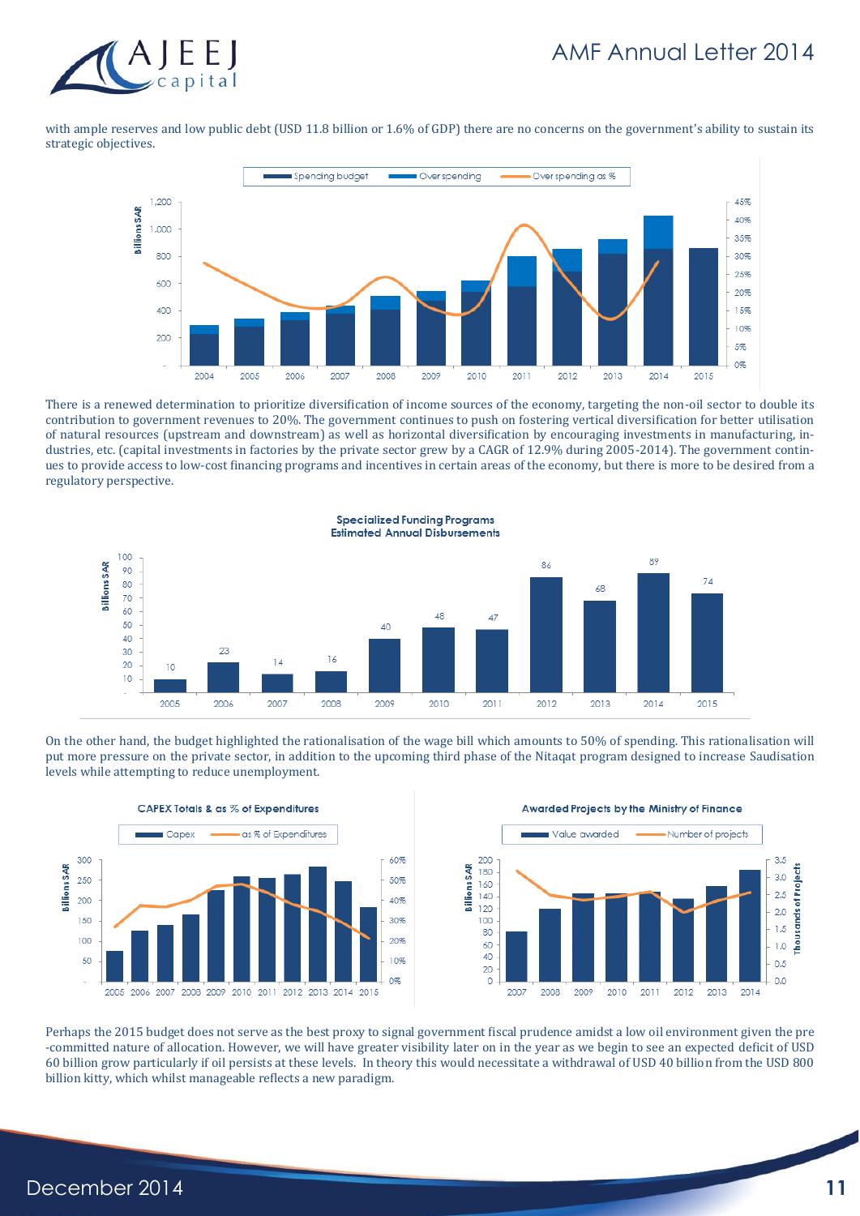with ample reserves and low public debt (USD 11.8 billion or 1.6% of GDP) there are no concerns on the government's ability to sustain its strategic objectives.

There is a renewed determination to prioritize diversification of income sources of the economy, targeting the non-oil sector to double its contribution to government revenues to 20%. The government continues to push on fostering vertical diversification for better utilisation of natural resources (upstream and downstream) as well as horizontal diversification by encouraging investments in manufacturing, industries, etc. (capital investments in factories by the private sector grew by a CAGR of 12.9% during 2005-2014). The government continues to provide access to low-cost financing programs and incentives in certain areas of the economy, but there is more to be desired from a regulatory perspective.

**Specialized Funding Programs Estimated Annual Disbursements**

| Year | Billions SAR |
|---|---|
| 2005 | 10 |
| 2006 | 23 |
| 2007 | 14 |
| 2008 | 16 |
| 2009 | 40 |
| 2010 | 48 |
| 2011 | 47 |
| 2012 | 86 |
| 2013 | 68 |
| 2014 | 89 |
| 2015 | 74 |

On the other hand, the budget highlighted the rationalisation of the wage bill which amounts to 50% of spending. This rationalisation will put more pressure on the private sector, in addition to the upcoming third phase of the Nitaqat program designed to increase Saudisation levels while attempting to reduce unemployment.

**CAPEX Totals & as % of Expenditures**

**Awarded Projects by the Ministry of Finance**

Perhaps the 2015 budget does not serve as the best proxy to signal government fiscal prudence amidst a low oil environment given the pre-committed nature of allocation. However, we will have greater visibility later on in the year as we begin to see an expected deficit of USD 60 billion grow particularly if oil persists at these levels. In theory this would necessitate a withdrawal of USD 40 billion from the USD 800 billion kitty, which whilst manageable reflects a new paradigm.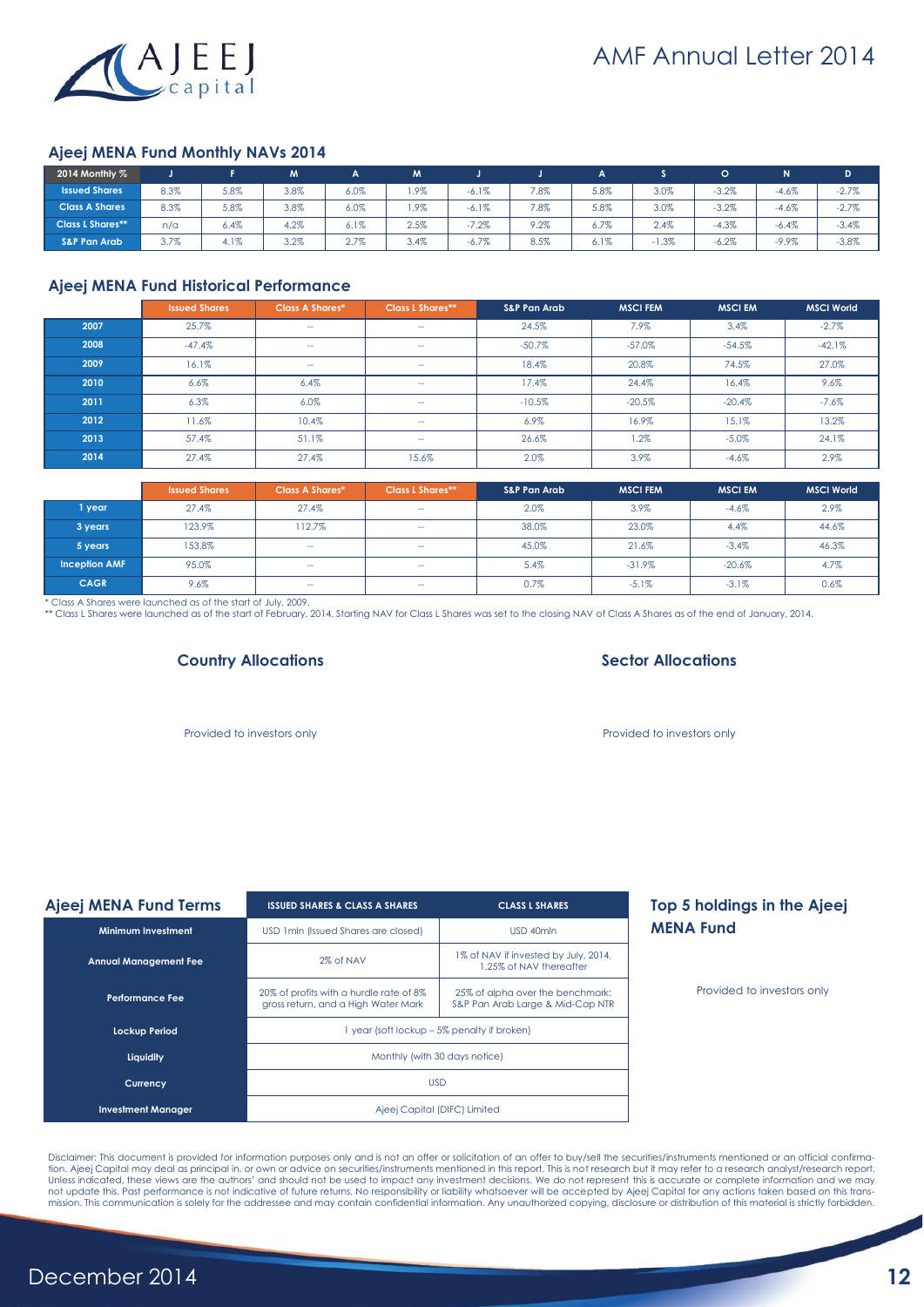## Ajeej MENA Fund Monthly NAVs 2014

| 2014 Monthly % | J | F | M | A | M | J | J | A | S | O | N | D |
|---|---|---|---|---|---|---|---|---|---|---|---|---|
| Issued Shares | 8.3% | 5.8% | 3.8% | 6.0% | 1.9% | -6.1% | 7.8% | 5.8% | 3.0% | -3.2% | -4.6% | -2.7% |
| Class A Shares | 8.3% | 5.8% | 3.8% | 6.0% | 1.9% | -6.1% | 7.8% | 5.8% | 3.0% | -3.2% | -4.6% | -2.7% |
| Class L Shares** | n/a | 6.4% | 4.2% | 6.1% | 2.5% | -7.2% | 9.2% | 6.7% | 2.4% | -4.3% | -6.4% | -3.4% |
| S&P Pan Arab | 3.7% | 4.1% | 3.2% | 2.7% | 3.4% | -6.7% | 8.5% | 6.1% | -1.3% | -6.2% | -9.9% | -3.8% |

## Ajeej MENA Fund Historical Performance

| | Issued Shares | Class A Shares* | Class L Shares** | S&P Pan Arab | MSCI FEM | MSCI EM | MSCI World |
|---|---|---|---|---|---|---|---|
| 2007 | 25.7% | -- | -- | 24.5% | 7.9% | 3.4% | -2.7% |
| 2008 | -47.4% | -- | -- | -50.7% | -57.0% | -54.5% | -42.1% |
| 2009 | 16.1% | -- | -- | 18.4% | 20.8% | 74.5% | 27.0% |
| 2010 | 6.6% | 6.4% | -- | 17.4% | 24.4% | 16.4% | 9.6% |
| 2011 | 6.3% | 6.0% | -- | -10.5% | -20.5% | -20.4% | -7.6% |
| 2012 | 11.6% | 10.4% | -- | 6.9% | 16.9% | 15.1% | 13.2% |
| 2013 | 57.4% | 51.1% | -- | 26.6% | 1.2% | -5.0% | 24.1% |
| 2014 | 27.4% | 27.4% | 15.6% | 2.0% | 3.9% | -4.6% | 2.9% |

| | Issued Shares | Class A Shares* | Class L Shares** | S&P Pan Arab | MSCI FEM | MSCI EM | MSCI World |
|---|---|---|---|---|---|---|---|
| 1 year | 27.4% | 27.4% | -- | 2.0% | 3.9% | -4.6% | 2.9% |
| 3 years | 123.9% | 112.7% | -- | 38.0% | 23.0% | 4.4% | 44.6% |
| 5 years | 153.8% | -- | -- | 45.0% | 21.6% | -3.4% | 46.3% |
| Inception AMF | 95.0% | -- | -- | 5.4% | -31.9% | -20.6% | 4.7% |
| CAGR | 9.6% | -- | -- | 0.7% | -5.1% | -3.1% | 0.6% |

* Class A Shares were launched as of the start of July, 2009.

** Class L Shares were launched as of the start of February, 2014. Starting NAV for Class L Shares was set to the closing NAV of Class A Shares as of the end of January, 2014.

### Country Allocations

Provided to investors only

### Sector Allocations

Provided to investors only

## Ajeej MENA Fund Terms

| | ISSUED SHARES & CLASS A SHARES | CLASS L SHARES |
|---|---|---|
| Minimum Investment | USD 1mln (Issued Shares are closed) | USD 40mln |
| Annual Management Fee | 2% of NAV | 1% of NAV if invested by July, 2014, 1.25% of NAV thereafter |
| Performance Fee | 20% of profits with a hurdle rate of 8% gross return, and a High Water Mark | 25% of alpha over the benchmark: S&P Pan Arab Large & Mid-Cap NTR |
| Lockup Period | 1 year (soft lockup – 5% penalty if broken) | |
| Liquidity | Monthly (with 30 days notice) | |
| Currency | USD | |
| Investment Manager | Ajeej Capital (DIFC) Limited | |

### Top 5 holdings in the Ajeej MENA Fund

Provided to investors only

Disclaimer: This document is provided for information purposes only and is not an offer or solicitation of an offer to buy/sell the securities/instruments mentioned or an official confirmation. Ajeej Capital may deal as principal in, or own or advice on securities/instruments mentioned in this report. This is not research but it may refer to a research analyst/research report. Unless indicated, these views are the authors' and should not be used to impact any investment decisions. We do not represent this is accurate or complete information and we may not update this. Past performance is not indicative of future returns. No responsibility or liability whatsoever will be accepted by Ajeej Capital for any actions taken based on this transmission. This communication is solely for the addressee and may contain confidential information. Any unauthorized copying, disclosure or distribution of this material is strictly forbidden.